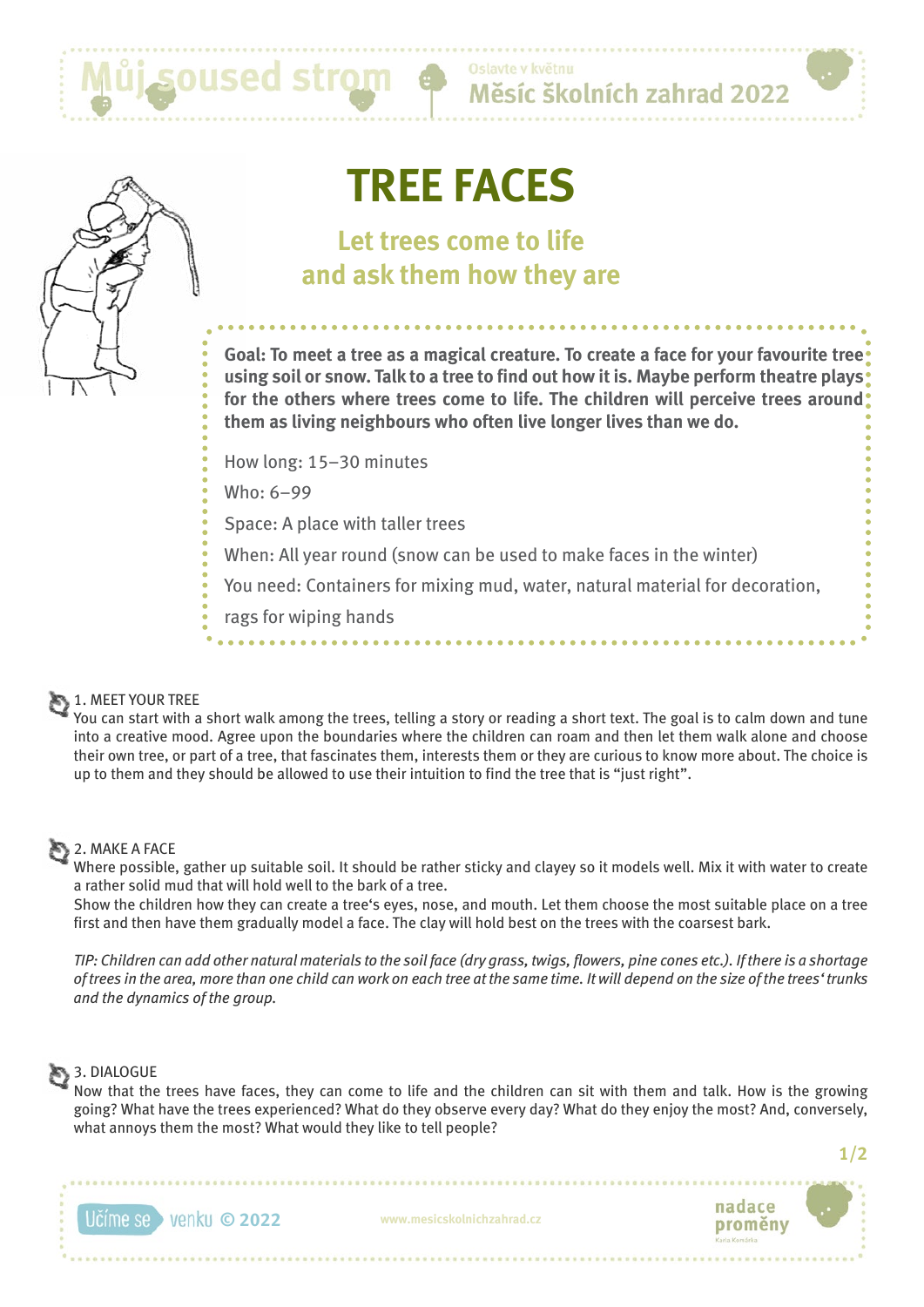# TREE FACES

## Let trees come to life and ask them how they are

**Goal: To meet a tree as a magical creature. To create a face for your favourite tree using soil or snow. Talk to a tree to find out how it is. Maybe perform theatre plays for the others where trees come to life. The children will perceive trees around them as living neighbours who often live longer lives than we do.**

How long: 15–30 minutes

Who: 6–99

Space: A place with taller trees

When: All year round (snow can be used to make faces in the winter)

You need: Containers for mixing mud, water, natural material for decoration, rags for wiping hands

### 1. MEET YOUR TREE

You can start with a short walk among the trees, telling a story or reading a short text. The goal is to calm down and tune into a creative mood. Agree upon the boundaries where the children can roam and then let them walk alone and choose their own tree, or part of a tree, that fascinates them, interests them or they are curious to know more about. The choice is up to them and they should be allowed to use their intuition to find the tree that is "just right".

### 2. MAKE A FACE

Where possible, gather up suitable soil. It should be rather sticky and clayey so it models well. Mix it with water to create a rather solid mud that will hold well to the bark of a tree.

Show the children how they can create a tree's eyes, nose, and mouth. Let them choose the most suitable place on a tree first and then have them gradually model a face. The clay will hold best on the trees with the coarsest bark.

*TIP: Children can add other natural materials to the soil face (dry grass, twigs, flowers, pine cones etc.). If there is a shortage of trees in the area, more than one child can work on each tree at the same time. It will depend on the size of the trees' trunks and the dynamics of the group.*

### 3. DIALOGUE

Now that the trees have faces, they can come to life and the children can sit with them and talk. How is the growing going? What have the trees experienced? What do they observe every day? What do they enjoy the most? And, conversely, what annoys them the most? What would they like to tell people?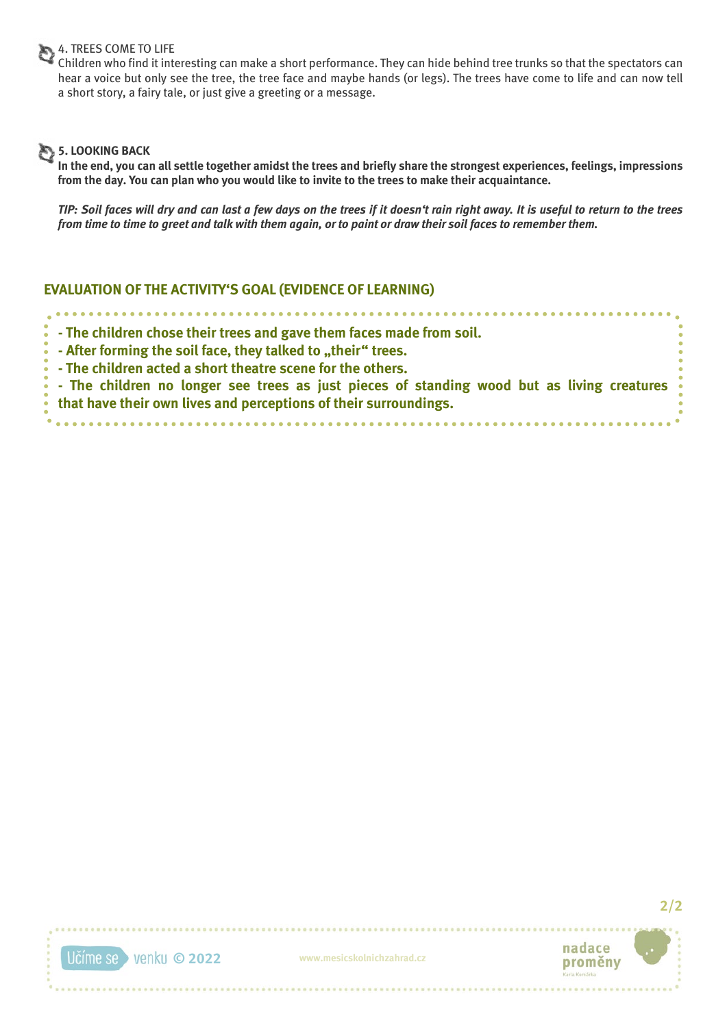### 4. TREES COME TO LIFE

Children who find it interesting can make a short performance. They can hide behind tree trunks so that the spectators can hear a voice but only see the tree, the tree face and maybe hands (or legs). The trees have come to life and can now tell a short story, a fairy tale, or just give a greeting or a message.

### 5. LOOKING BACK

**In the end, you can all settle together amidst the trees and briefly share the strongest experiences, feelings, impressions from the day. You can plan who you would like to invite to the trees to make their acquaintance.**

***TIP: Soil faces will dry and can last a few days on the trees if it doesn't rain right away. It is useful to return to the trees from time to time to greet and talk with them again, or to paint or draw their soil faces to remember them.***

## EVALUATION OF THE ACTIVITY'S GOAL (EVIDENCE OF LEARNING)

**- The children chose their trees and gave them faces made from soil.**
**- After forming the soil face, they talked to „their" trees.**
**- The children acted a short theatre scene for the others.**
**- The children no longer see trees as just pieces of standing wood but as living creatures that have their own lives and perceptions of their surroundings.**

Učíme se venku © 2022 www.mesicskolnichzahrad.cz nadace proměny